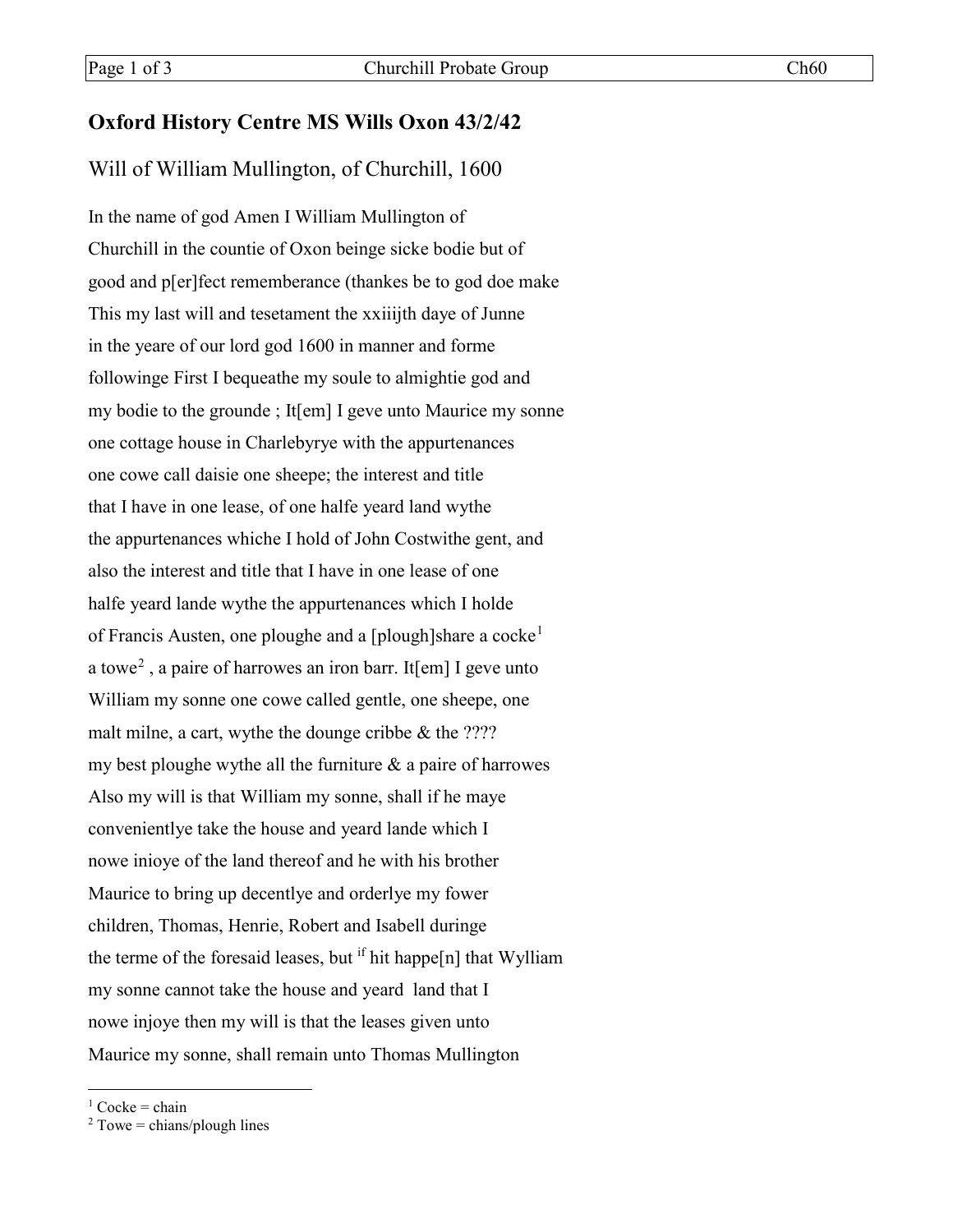## Oxford History Centre MS Wills Oxon 43/2/42

### Will of William Mullington, of Churchill, 1600

In the name of god Amen I William Mullington of
Churchill in the countie of Oxon beinge sicke bodie but of
good and p[er]fect rememberance (thankes be to god doe make
This my last will and tesetament the xxiiijth daye of Junne
in the yeare of our lord god 1600 in manner and forme
followinge First I bequeathe my soule to almightie god and
my bodie to the grounde ; It[em] I geve unto Maurice my sonne
one cottage house in Charlebyrye with the appurtenances
one cowe call daisie one sheepe; the interest and title
that I have in one lease, of one halfe yeard land wythe
the appurtenances whiche I hold of John Costwithe gent, and
also the interest and title that I have in one lease of one
halfe yeard lande wythe the appurtenances which I holde
of Francis Austen, one ploughe and a [plough]share a cocke[1]
a towe[2] , a paire of harrowes an iron barr. It[em] I geve unto
William my sonne one cowe called gentle, one sheepe, one
malt milne, a cart, wythe the dounge cribbe & the ????
my best ploughe wythe all the furniture & a paire of harrowes
Also my will is that William my sonne, shall if he maye
convenientlye take the house and yeard lande which I
nowe inioye of the land thereof and he with his brother
Maurice to bring up decentlye and orderlye my fower
children, Thomas, Henrie, Robert and Isabell duringe
the terme of the foresaid leases, but [if] hit happe[n] that Wylliam
my sonne cannot take the house and yeard land that I
nowe injoye then my will is that the leases given unto
Maurice my sonne, shall remain unto Thomas Mullington

---

[1] Cocke = chain

[2] Towe = chians/plough lines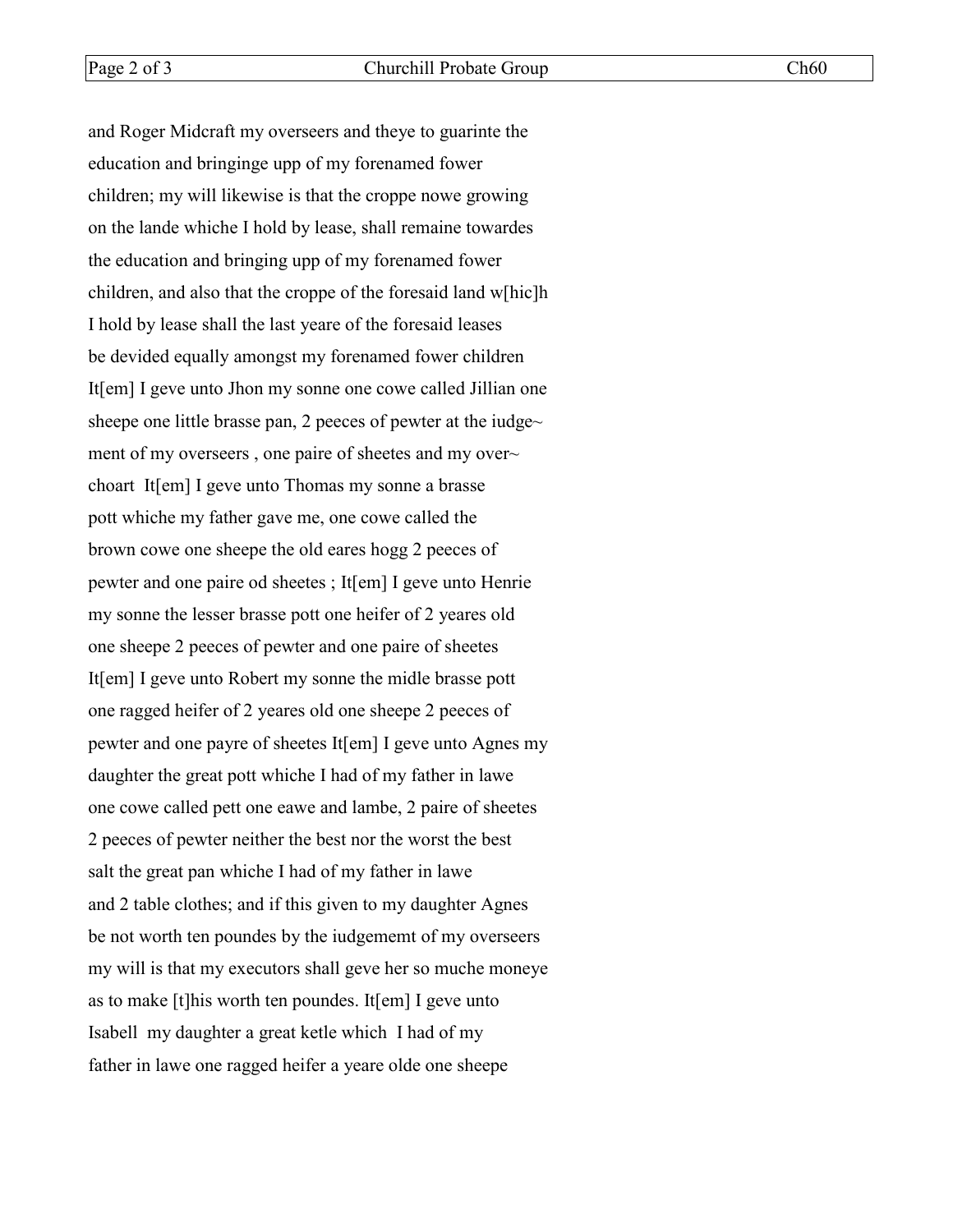and Roger Midcraft my overseers and theye to guarinte the
education and bringinge upp of my forenamed fower
children; my will likewise is that the croppe nowe growing
on the lande whiche I hold by lease, shall remaine towardes
the education and bringing upp of my forenamed fower
children, and also that the croppe of the foresaid land w[hic]h
I hold by lease shall the last yeare of the foresaid leases
be devided equally amongst my forenamed fower children
It[em] I geve unto Jhon my sonne one cowe called Jillian one
sheepe one little brasse pan, 2 peeces of pewter at the iudge~
ment of my overseers , one paire of sheetes and my over~
choart  It[em] I geve unto Thomas my sonne a brasse
pott whiche my father gave me, one cowe called the
brown cowe one sheepe the old eares hogg 2 peeces of
pewter and one paire od sheetes ; It[em] I geve unto Henrie
my sonne the lesser brasse pott one heifer of 2 yeares old
one sheepe 2 peeces of pewter and one paire of sheetes
It[em] I geve unto Robert my sonne the midle brasse pott
one ragged heifer of 2 yeares old one sheepe 2 peeces of
pewter and one payre of sheetes It[em] I geve unto Agnes my
daughter the great pott whiche I had of my father in lawe
one cowe called pett one eawe and lambe, 2 paire of sheetes
2 peeces of pewter neither the best nor the worst the best
salt the great pan whiche I had of my father in lawe
and 2 table clothes; and if this given to my daughter Agnes
be not worth ten poundes by the iudgememt of my overseers
my will is that my executors shall geve her so muche moneye
as to make [t]his worth ten poundes. It[em] I geve unto
Isabell  my daughter a great ketle which  I had of my
father in lawe one ragged heifer a yeare olde one sheepe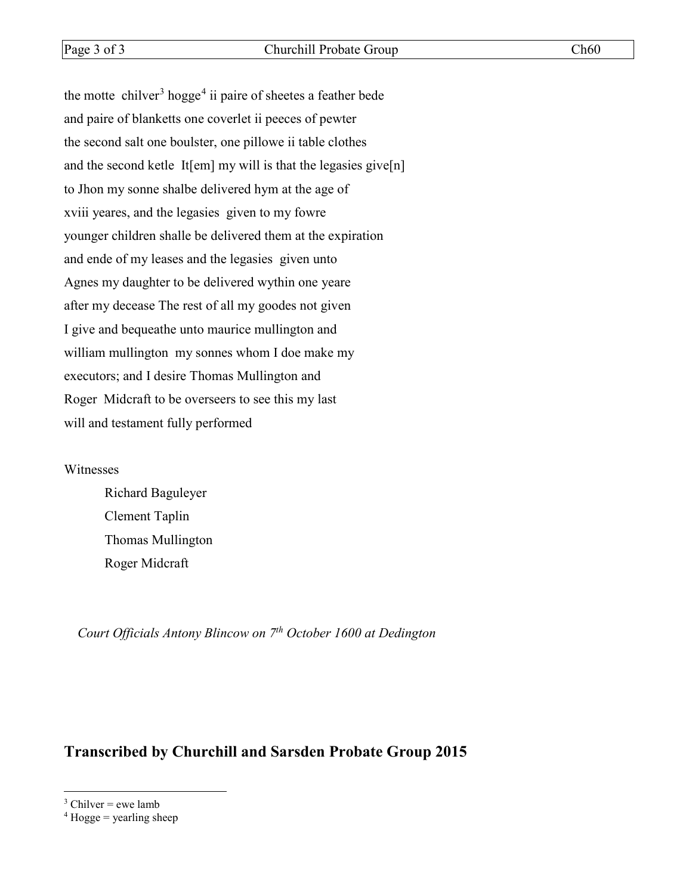the motte chilver[3] hogge[4] ii paire of sheetes a feather bede
and paire of blanketts one coverlet ii peeces of pewter
the second salt one boulster, one pillowe ii table clothes
and the second ketle It[em] my will is that the legasies give[n]
to Jhon my sonne shalbe delivered hym at the age of
xviii yeares, and the legasies given to my fowre
younger children shalle be delivered them at the expiration
and ende of my leases and the legasies given unto
Agnes my daughter to be delivered wythin one yeare
after my decease The rest of all my goodes not given
I give and bequeathe unto maurice mullington and
william mullington my sonnes whom I doe make my
executors; and I desire Thomas Mullington and
Roger Midcraft to be overseers to see this my last
will and testament fully performed

Witnesses

Richard Baguleyer
Clement Taplin
Thomas Mullington
Roger Midcraft

*Court Officials Antony Blincow on 7th October 1600 at Dedington*

## Transcribed by Churchill and Sarsden Probate Group 2015

[3] Chilver = ewe lamb
[4] Hogge = yearling sheep